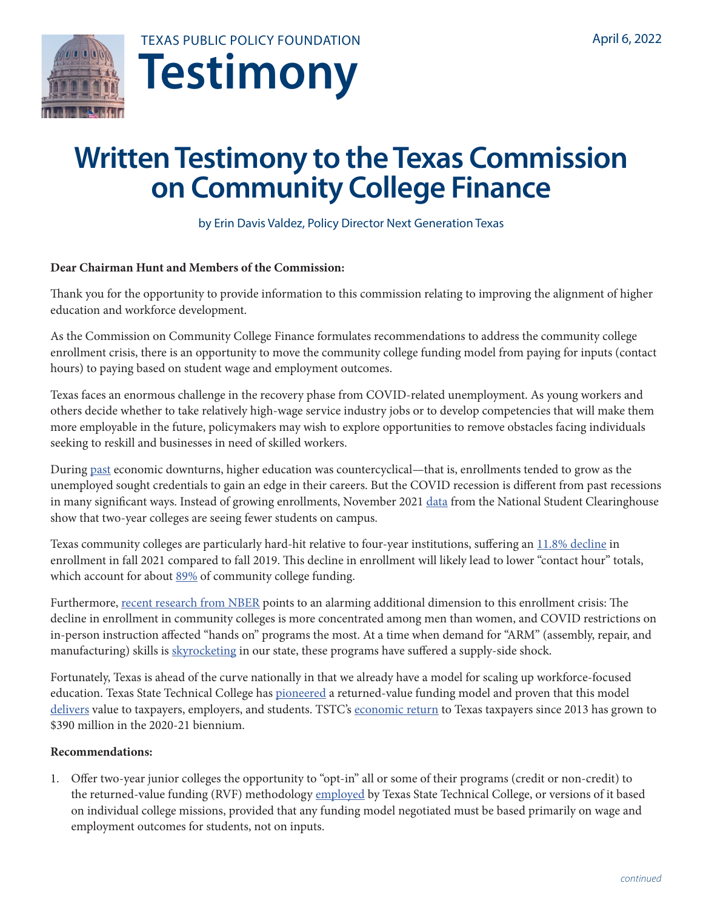TEXAS PUBLIC POLICY FOUNDATION

# Testimony

April 6, 2022

# Written Testimony to the Texas Commission on Community College Finance

by Erin Davis Valdez, Policy Director Next Generation Texas

**Dear Chairman Hunt and Members of the Commission:**

Thank you for the opportunity to provide information to this commission relating to improving the alignment of higher education and workforce development.

As the Commission on Community College Finance formulates recommendations to address the community college enrollment crisis, there is an opportunity to move the community college funding model from paying for inputs (contact hours) to paying based on student wage and employment outcomes.

Texas faces an enormous challenge in the recovery phase from COVID-related unemployment. As young workers and others decide whether to take relatively high-wage service industry jobs or to develop competencies that will make them more employable in the future, policymakers may wish to explore opportunities to remove obstacles facing individuals seeking to reskill and businesses in need of skilled workers.

During past economic downturns, higher education was countercyclical—that is, enrollments tended to grow as the unemployed sought credentials to gain an edge in their careers. But the COVID recession is different from past recessions in many significant ways. Instead of growing enrollments, November 2021 data from the National Student Clearinghouse show that two-year colleges are seeing fewer students on campus.

Texas community colleges are particularly hard-hit relative to four-year institutions, suffering an 11.8% decline in enrollment in fall 2021 compared to fall 2019. This decline in enrollment will likely lead to lower "contact hour" totals, which account for about 89% of community college funding.

Furthermore, recent research from NBER points to an alarming additional dimension to this enrollment crisis: The decline in enrollment in community colleges is more concentrated among men than women, and COVID restrictions on in-person instruction affected "hands on" programs the most. At a time when demand for "ARM" (assembly, repair, and manufacturing) skills is skyrocketing in our state, these programs have suffered a supply-side shock.

Fortunately, Texas is ahead of the curve nationally in that we already have a model for scaling up workforce-focused education. Texas State Technical College has pioneered a returned-value funding model and proven that this model delivers value to taxpayers, employers, and students. TSTC's economic return to Texas taxpayers since 2013 has grown to $390 million in the 2020-21 biennium.

**Recommendations:**

1. Offer two-year junior colleges the opportunity to "opt-in" all or some of their programs (credit or non-credit) to the returned-value funding (RVF) methodology employed by Texas State Technical College, or versions of it based on individual college missions, provided that any funding model negotiated must be based primarily on wage and employment outcomes for students, not on inputs.

*continued*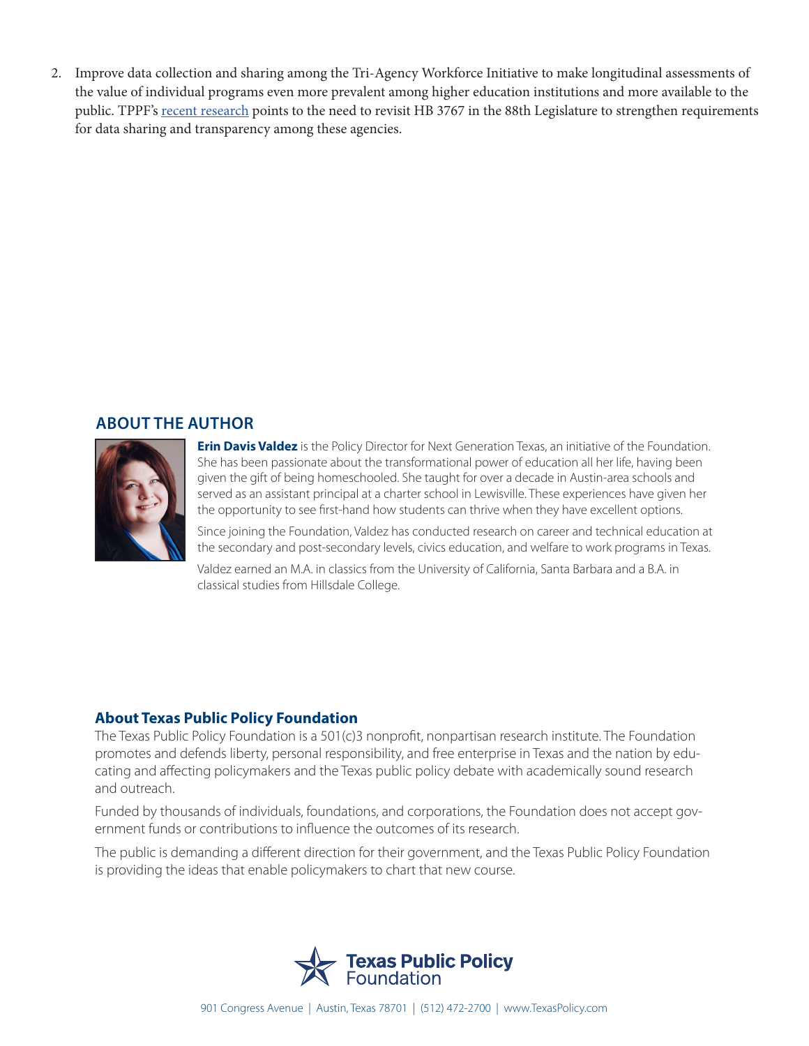2. Improve data collection and sharing among the Tri-Agency Workforce Initiative to make longitudinal assessments of the value of individual programs even more prevalent among higher education institutions and more available to the public. TPPF's recent research points to the need to revisit HB 3767 in the 88th Legislature to strengthen requirements for data sharing and transparency among these agencies.

## ABOUT THE AUTHOR

**Erin Davis Valdez** is the Policy Director for Next Generation Texas, an initiative of the Foundation. She has been passionate about the transformational power of education all her life, having been given the gift of being homeschooled. She taught for over a decade in Austin-area schools and served as an assistant principal at a charter school in Lewisville. These experiences have given her the opportunity to see first-hand how students can thrive when they have excellent options.

Since joining the Foundation, Valdez has conducted research on career and technical education at the secondary and post-secondary levels, civics education, and welfare to work programs in Texas.

Valdez earned an M.A. in classics from the University of California, Santa Barbara and a B.A. in classical studies from Hillsdale College.

### About Texas Public Policy Foundation

The Texas Public Policy Foundation is a 501(c)3 nonprofit, nonpartisan research institute. The Foundation promotes and defends liberty, personal responsibility, and free enterprise in Texas and the nation by educating and affecting policymakers and the Texas public policy debate with academically sound research and outreach.

Funded by thousands of individuals, foundations, and corporations, the Foundation does not accept government funds or contributions to influence the outcomes of its research.

The public is demanding a different direction for their government, and the Texas Public Policy Foundation is providing the ideas that enable policymakers to chart that new course.

Texas Public Policy Foundation

901 Congress Avenue | Austin, Texas 78701 | (512) 472-2700 | www.TexasPolicy.com